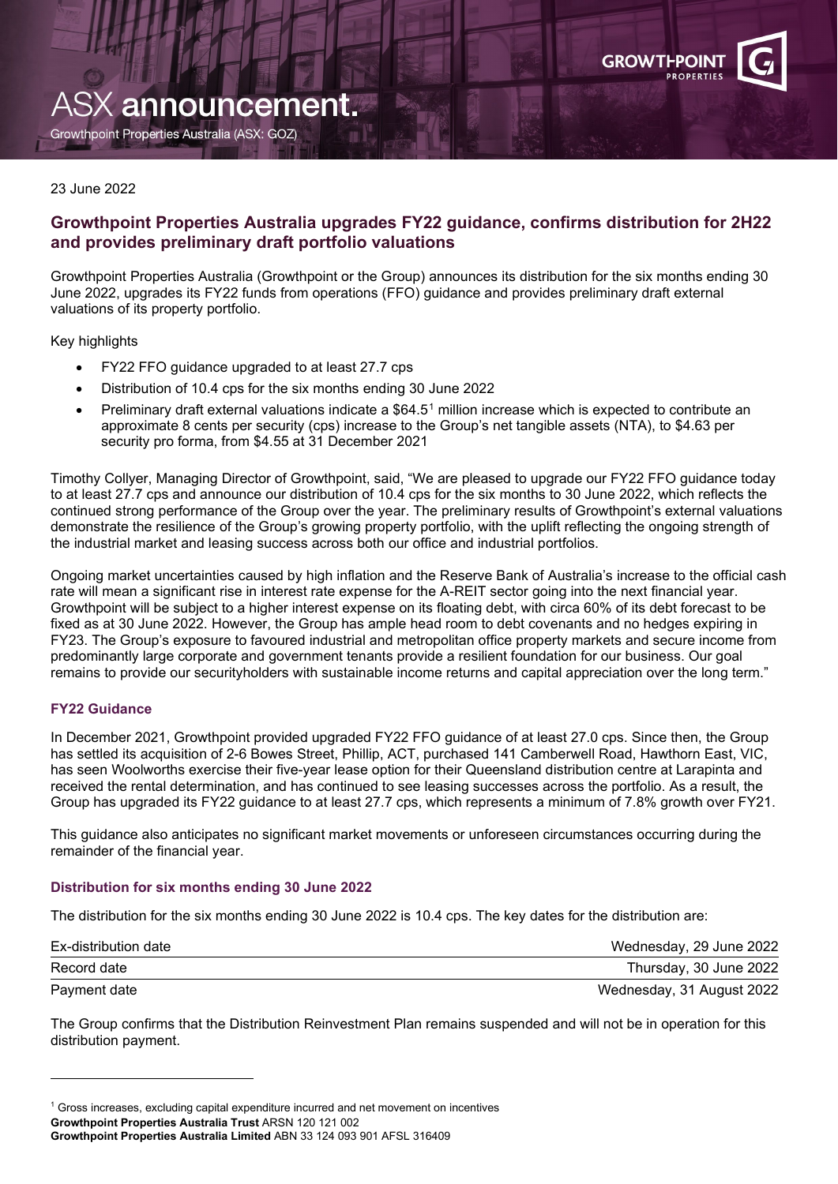# ASX announcement.

Growthpoint Properties Australia (ASX: GOZ)

23 June 2022

## Growthpoint Properties Australia upgrades FY22 guidance, confirms distribution for 2H22 and provides preliminary draft portfolio valuations

Growthpoint Properties Australia (Growthpoint or the Group) announces its distribution for the six months ending 30 June 2022, upgrades its FY22 funds from operations (FFO) guidance and provides preliminary draft external valuations of its property portfolio.

Key highlights

- FY22 FFO guidance upgraded to at least 27.7 cps
- Distribution of 10.4 cps for the six months ending 30 June 2022
- Preliminary draft external valuations indicate a $64.5[1] million increase which is expected to contribute an approximate 8 cents per security (cps) increase to the Group's net tangible assets (NTA), to $4.63 per security pro forma, from $4.55 at 31 December 2021

Timothy Collyer, Managing Director of Growthpoint, said, "We are pleased to upgrade our FY22 FFO guidance today to at least 27.7 cps and announce our distribution of 10.4 cps for the six months to 30 June 2022, which reflects the continued strong performance of the Group over the year. The preliminary results of Growthpoint's external valuations demonstrate the resilience of the Group's growing property portfolio, with the uplift reflecting the ongoing strength of the industrial market and leasing success across both our office and industrial portfolios.

Ongoing market uncertainties caused by high inflation and the Reserve Bank of Australia's increase to the official cash rate will mean a significant rise in interest rate expense for the A-REIT sector going into the next financial year. Growthpoint will be subject to a higher interest expense on its floating debt, with circa 60% of its debt forecast to be fixed as at 30 June 2022. However, the Group has ample head room to debt covenants and no hedges expiring in FY23. The Group's exposure to favoured industrial and metropolitan office property markets and secure income from predominantly large corporate and government tenants provide a resilient foundation for our business. Our goal remains to provide our securityholders with sustainable income returns and capital appreciation over the long term."

### FY22 Guidance

In December 2021, Growthpoint provided upgraded FY22 FFO guidance of at least 27.0 cps. Since then, the Group has settled its acquisition of 2-6 Bowes Street, Phillip, ACT, purchased 141 Camberwell Road, Hawthorn East, VIC, has seen Woolworths exercise their five-year lease option for their Queensland distribution centre at Larapinta and received the rental determination, and has continued to see leasing successes across the portfolio. As a result, the Group has upgraded its FY22 guidance to at least 27.7 cps, which represents a minimum of 7.8% growth over FY21.

This guidance also anticipates no significant market movements or unforeseen circumstances occurring during the remainder of the financial year.

### Distribution for six months ending 30 June 2022

The distribution for the six months ending 30 June 2022 is 10.4 cps. The key dates for the distribution are:

| | |
|---|---|
| Ex-distribution date | Wednesday, 29 June 2022 |
| Record date | Thursday, 30 June 2022 |
| Payment date | Wednesday, 31 August 2022 |

The Group confirms that the Distribution Reinvestment Plan remains suspended and will not be in operation for this distribution payment.

[1] Gross increases, excluding capital expenditure incurred and net movement on incentives

**Growthpoint Properties Australia Trust** ARSN 120 121 002
**Growthpoint Properties Australia Limited** ABN 33 124 093 901 AFSL 316409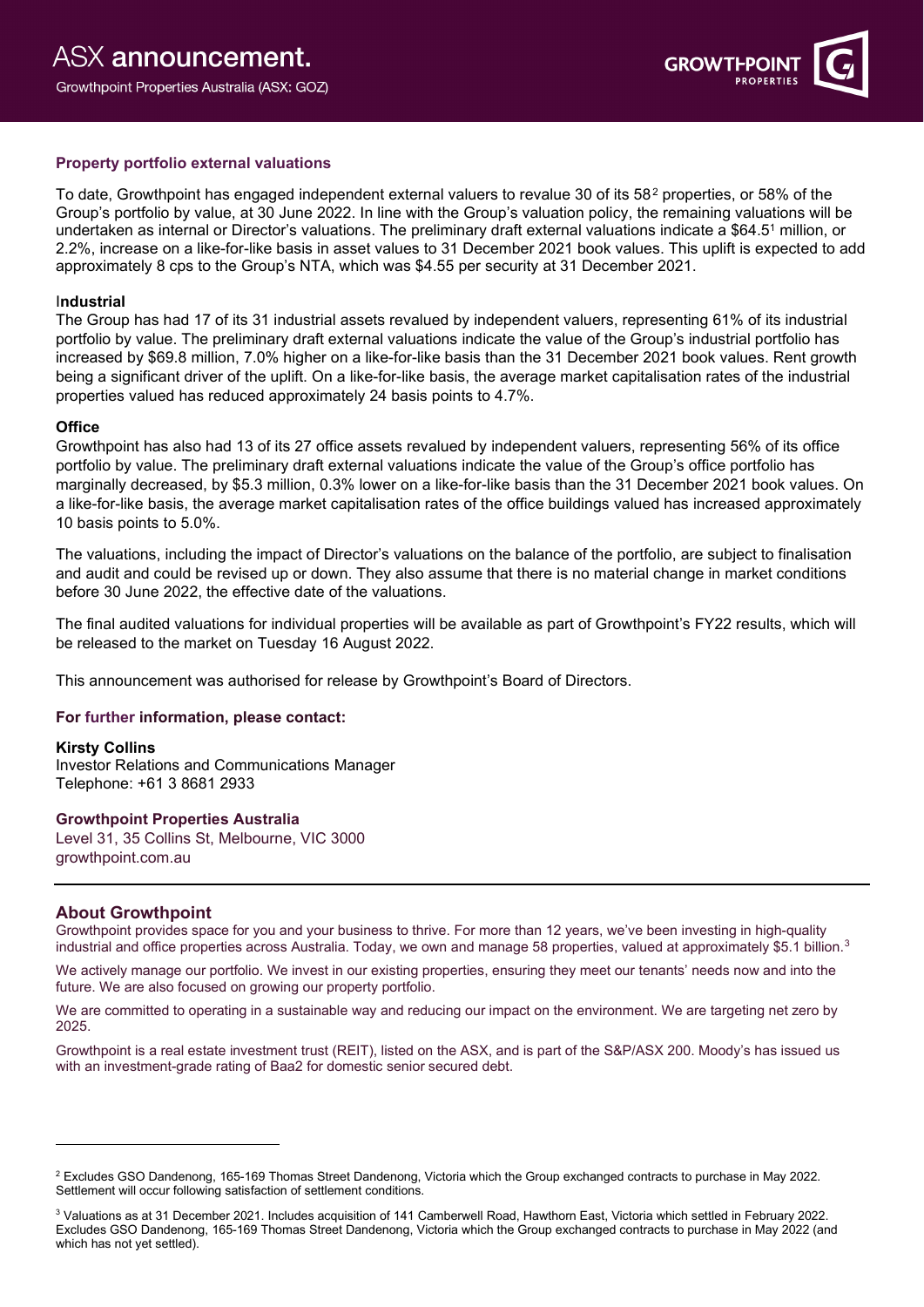### Property portfolio external valuations

To date, Growthpoint has engaged independent external valuers to revalue 30 of its 58[2] properties, or 58% of the Group's portfolio by value, at 30 June 2022. In line with the Group's valuation policy, the remaining valuations will be undertaken as internal or Director's valuations. The preliminary draft external valuations indicate a $64.5[1] million, or 2.2%, increase on a like-for-like basis in asset values to 31 December 2021 book values. This uplift is expected to add approximately 8 cps to the Group's NTA, which was $4.55 per security at 31 December 2021.

**Industrial**

The Group has had 17 of its 31 industrial assets revalued by independent valuers, representing 61% of its industrial portfolio by value. The preliminary draft external valuations indicate the value of the Group's industrial portfolio has increased by $69.8 million, 7.0% higher on a like-for-like basis than the 31 December 2021 book values. Rent growth being a significant driver of the uplift. On a like-for-like basis, the average market capitalisation rates of the industrial properties valued has reduced approximately 24 basis points to 4.7%.

**Office**

Growthpoint has also had 13 of its 27 office assets revalued by independent valuers, representing 56% of its office portfolio by value. The preliminary draft external valuations indicate the value of the Group's office portfolio has marginally decreased, by $5.3 million, 0.3% lower on a like-for-like basis than the 31 December 2021 book values. On a like-for-like basis, the average market capitalisation rates of the office buildings valued has increased approximately 10 basis points to 5.0%.

The valuations, including the impact of Director's valuations on the balance of the portfolio, are subject to finalisation and audit and could be revised up or down. They also assume that there is no material change in market conditions before 30 June 2022, the effective date of the valuations.

The final audited valuations for individual properties will be available as part of Growthpoint's FY22 results, which will be released to the market on Tuesday 16 August 2022.

This announcement was authorised for release by Growthpoint's Board of Directors.

**For further information, please contact:**

**Kirsty Collins**
Investor Relations and Communications Manager
Telephone: +61 3 8681 2933

**Growthpoint Properties Australia**
Level 31, 35 Collins St, Melbourne, VIC 3000
growthpoint.com.au

---

## About Growthpoint

Growthpoint provides space for you and your business to thrive. For more than 12 years, we've been investing in high-quality industrial and office properties across Australia. Today, we own and manage 58 properties, valued at approximately $5.1 billion.[3]

We actively manage our portfolio. We invest in our existing properties, ensuring they meet our tenants' needs now and into the future. We are also focused on growing our property portfolio.

We are committed to operating in a sustainable way and reducing our impact on the environment. We are targeting net zero by 2025.

Growthpoint is a real estate investment trust (REIT), listed on the ASX, and is part of the S&P/ASX 200. Moody's has issued us with an investment-grade rating of Baa2 for domestic senior secured debt.

---

[2] Excludes GSO Dandenong, 165-169 Thomas Street Dandenong, Victoria which the Group exchanged contracts to purchase in May 2022. Settlement will occur following satisfaction of settlement conditions.

[3] Valuations as at 31 December 2021. Includes acquisition of 141 Camberwell Road, Hawthorn East, Victoria which settled in February 2022. Excludes GSO Dandenong, 165-169 Thomas Street Dandenong, Victoria which the Group exchanged contracts to purchase in May 2022 (and which has not yet settled).